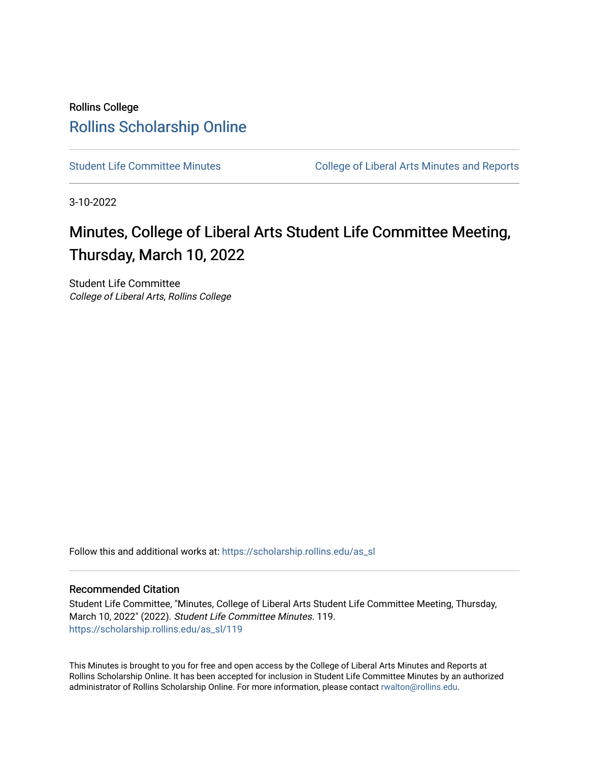Rollins College

## Rollins Scholarship Online

Student Life Committee Minutes | College of Liberal Arts Minutes and Reports

3-10-2022

# Minutes, College of Liberal Arts Student Life Committee Meeting, Thursday, March 10, 2022

Student Life Committee
*College of Liberal Arts, Rollins College*

Follow this and additional works at: https://scholarship.rollins.edu/as_sl

### Recommended Citation

Student Life Committee, "Minutes, College of Liberal Arts Student Life Committee Meeting, Thursday, March 10, 2022" (2022). *Student Life Committee Minutes*. 119.
https://scholarship.rollins.edu/as_sl/119

This Minutes is brought to you for free and open access by the College of Liberal Arts Minutes and Reports at Rollins Scholarship Online. It has been accepted for inclusion in Student Life Committee Minutes by an authorized administrator of Rollins Scholarship Online. For more information, please contact rwalton@rollins.edu.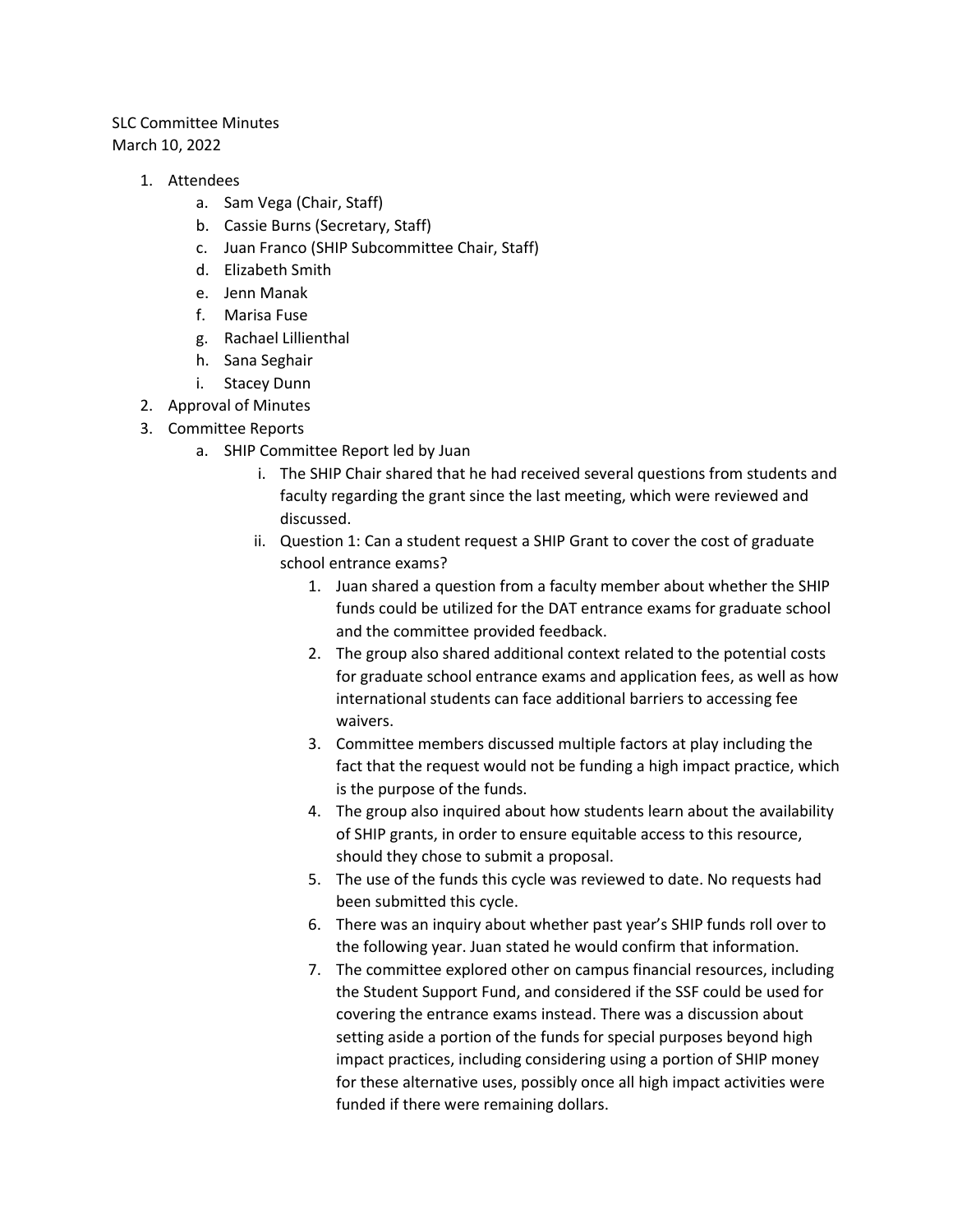SLC Committee Minutes
March 10, 2022

1. Attendees
    a. Sam Vega (Chair, Staff)
    b. Cassie Burns (Secretary, Staff)
    c. Juan Franco (SHIP Subcommittee Chair, Staff)
    d. Elizabeth Smith
    e. Jenn Manak
    f. Marisa Fuse
    g. Rachael Lillienthal
    h. Sana Seghair
    i. Stacey Dunn
2. Approval of Minutes
3. Committee Reports
    a. SHIP Committee Report led by Juan
        i. The SHIP Chair shared that he had received several questions from students and faculty regarding the grant since the last meeting, which were reviewed and discussed.
        ii. Question 1: Can a student request a SHIP Grant to cover the cost of graduate school entrance exams?
            1. Juan shared a question from a faculty member about whether the SHIP funds could be utilized for the DAT entrance exams for graduate school and the committee provided feedback.
            2. The group also shared additional context related to the potential costs for graduate school entrance exams and application fees, as well as how international students can face additional barriers to accessing fee waivers.
            3. Committee members discussed multiple factors at play including the fact that the request would not be funding a high impact practice, which is the purpose of the funds.
            4. The group also inquired about how students learn about the availability of SHIP grants, in order to ensure equitable access to this resource, should they chose to submit a proposal.
            5. The use of the funds this cycle was reviewed to date. No requests had been submitted this cycle.
            6. There was an inquiry about whether past year's SHIP funds roll over to the following year. Juan stated he would confirm that information.
            7. The committee explored other on campus financial resources, including the Student Support Fund, and considered if the SSF could be used for covering the entrance exams instead. There was a discussion about setting aside a portion of the funds for special purposes beyond high impact practices, including considering using a portion of SHIP money for these alternative uses, possibly once all high impact activities were funded if there were remaining dollars.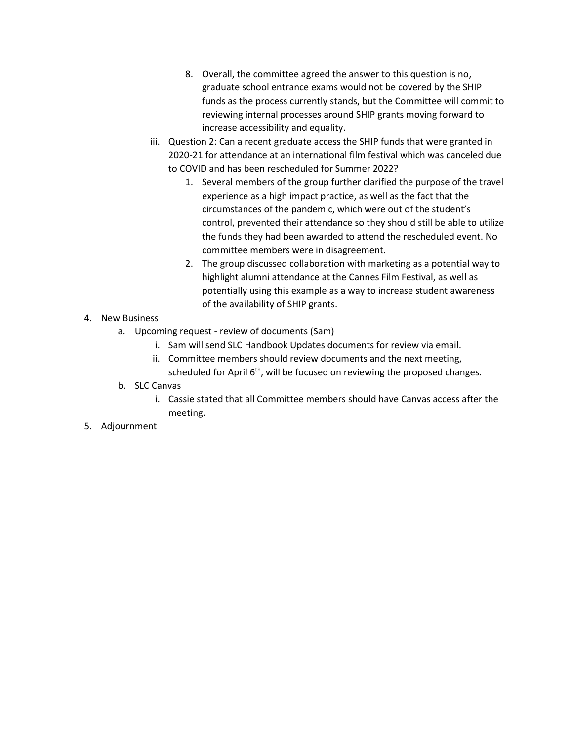8. Overall, the committee agreed the answer to this question is no, graduate school entrance exams would not be covered by the SHIP funds as the process currently stands, but the Committee will commit to reviewing internal processes around SHIP grants moving forward to increase accessibility and equality.

iii. Question 2: Can a recent graduate access the SHIP funds that were granted in 2020-21 for attendance at an international film festival which was canceled due to COVID and has been rescheduled for Summer 2022?
   1. Several members of the group further clarified the purpose of the travel experience as a high impact practice, as well as the fact that the circumstances of the pandemic, which were out of the student's control, prevented their attendance so they should still be able to utilize the funds they had been awarded to attend the rescheduled event. No committee members were in disagreement.
   2. The group discussed collaboration with marketing as a potential way to highlight alumni attendance at the Cannes Film Festival, as well as potentially using this example as a way to increase student awareness of the availability of SHIP grants.

4. New Business
   a. Upcoming request - review of documents (Sam)
      i. Sam will send SLC Handbook Updates documents for review via email.
      ii. Committee members should review documents and the next meeting, scheduled for April 6th, will be focused on reviewing the proposed changes.
   b. SLC Canvas
      i. Cassie stated that all Committee members should have Canvas access after the meeting.
5. Adjournment